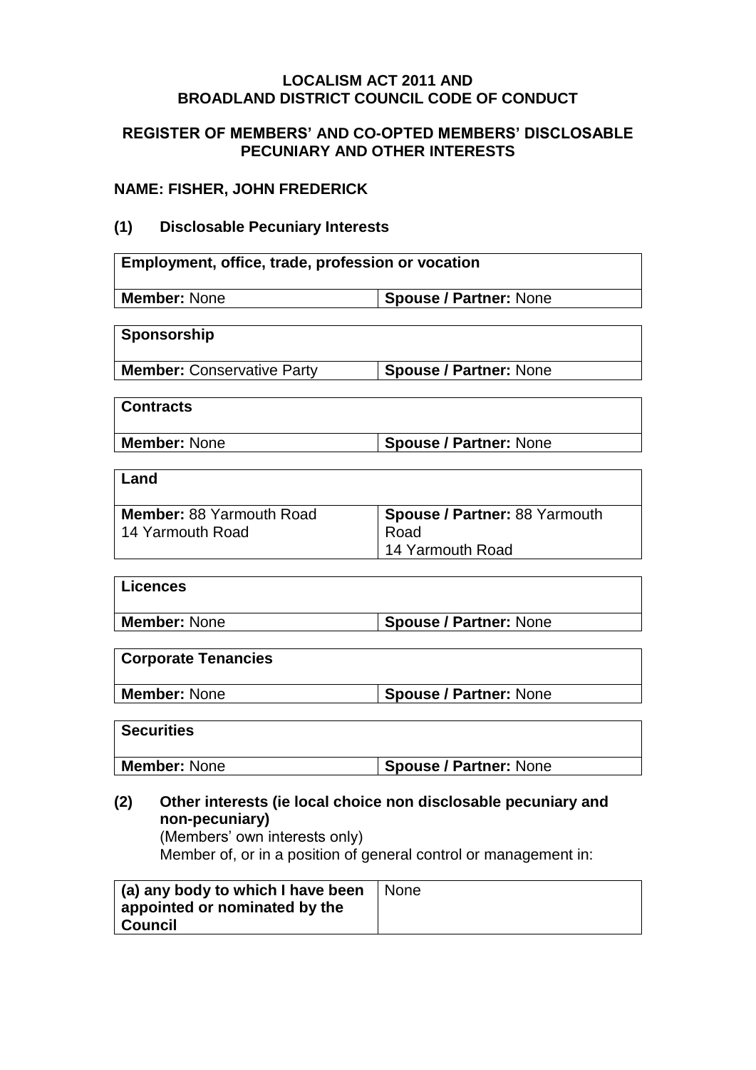**LOCALISM ACT 2011 AND**
**BROADLAND DISTRICT COUNCIL CODE OF CONDUCT**

**REGISTER OF MEMBERS' AND CO-OPTED MEMBERS' DISCLOSABLE PECUNIARY AND OTHER INTERESTS**

**NAME: FISHER, JOHN FREDERICK**

## (1) Disclosable Pecuniary Interests

| **Employment, office, trade, profession or vocation** | |
|---|---|
| **Member:** None | **Spouse / Partner:** None |

| **Sponsorship** | |
|---|---|
| **Member:** Conservative Party | **Spouse / Partner:** None |

| **Contracts** | |
|---|---|
| **Member:** None | **Spouse / Partner:** None |

| **Land** | |
|---|---|
| **Member:** 88 Yarmouth Road<br>14 Yarmouth Road | **Spouse / Partner:** 88 Yarmouth Road<br>14 Yarmouth Road |

| **Licences** | |
|---|---|
| **Member:** None | **Spouse / Partner:** None |

| **Corporate Tenancies** | |
|---|---|
| **Member:** None | **Spouse / Partner:** None |

| **Securities** | |
|---|---|
| **Member:** None | **Spouse / Partner:** None |

## (2) Other interests (ie local choice non disclosable pecuniary and non-pecuniary)

(Members' own interests only)

Member of, or in a position of general control or management in:

| **(a) any body to which I have been appointed or nominated by the Council** | None |
|---|---|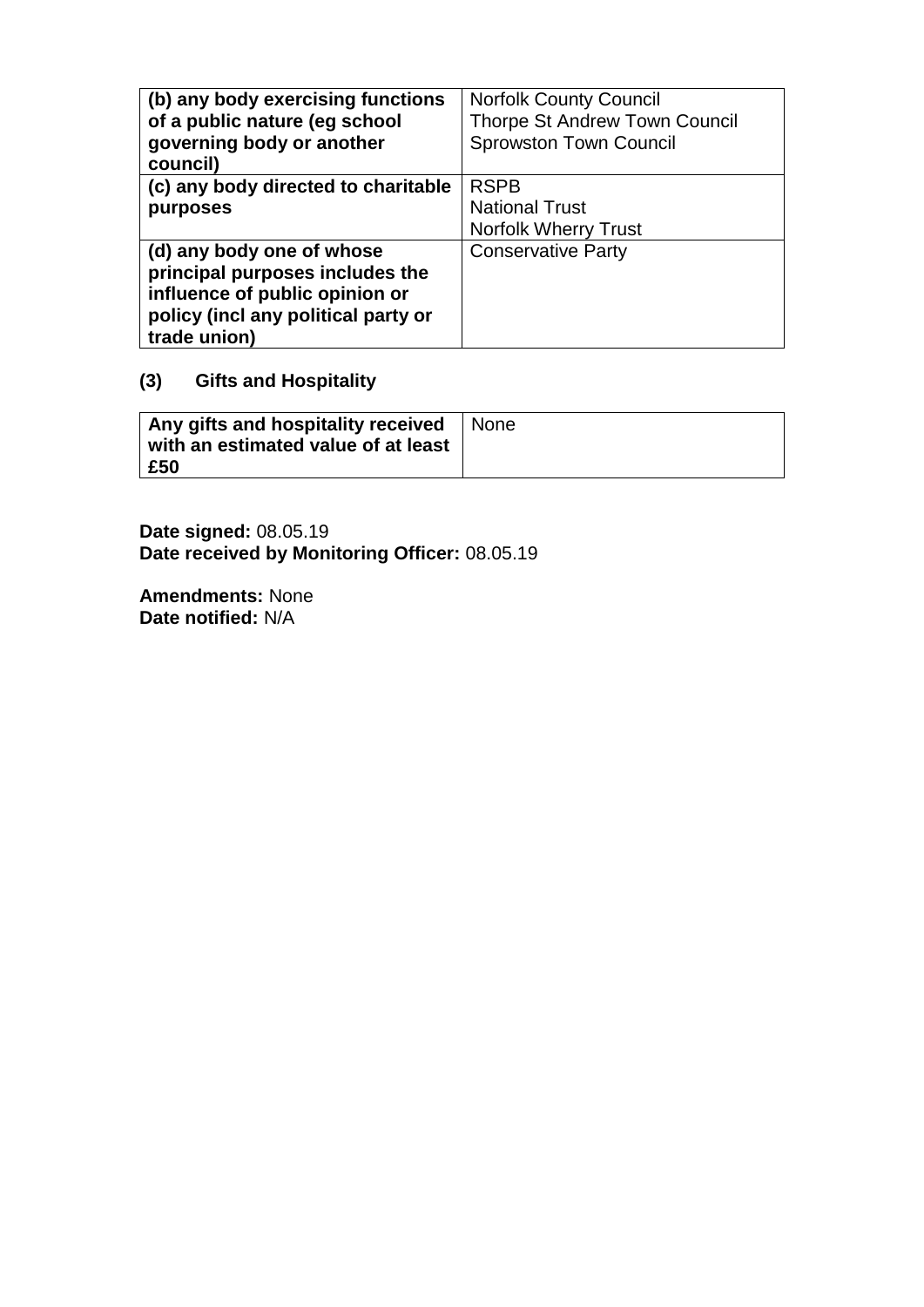| | |
|---|---|
| **(b) any body exercising functions of a public nature (eg school governing body or another council)** | Norfolk County Council<br>Thorpe St Andrew Town Council<br>Sprowston Town Council |
| **(c) any body directed to charitable purposes** | RSPB<br>National Trust<br>Norfolk Wherry Trust |
| **(d) any body one of whose principal purposes includes the influence of public opinion or policy (incl any political party or trade union)** | Conservative Party |

### (3) Gifts and Hospitality

| | |
|---|---|
| **Any gifts and hospitality received with an estimated value of at least £50** | None |

**Date signed:** 08.05.19
**Date received by Monitoring Officer:** 08.05.19

**Amendments:** None
**Date notified:** N/A